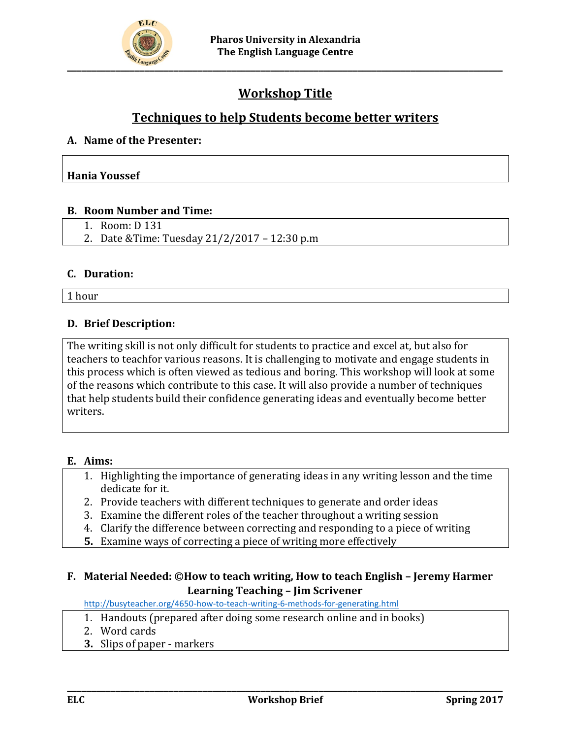Pharos University in Alexandria
The English Language Centre

# Workshop Title

## Techniques to help Students become better writers

**A. Name of the Presenter:**

**Hania Youssef**

**B. Room Number and Time:**

1. Room: D 131
2. Date &Time: Tuesday 21/2/2017 – 12:30 p.m

**C. Duration:**

1 hour

**D. Brief Description:**

The writing skill is not only difficult for students to practice and excel at, but also for teachers to teachfor various reasons. It is challenging to motivate and engage students in this process which is often viewed as tedious and boring. This workshop will look at some of the reasons which contribute to this case. It will also provide a number of techniques that help students build their confidence generating ideas and eventually become better writers.

**E. Aims:**

1. Highlighting the importance of generating ideas in any writing lesson and the time dedicate for it.
2. Provide teachers with different techniques to generate and order ideas
3. Examine the different roles of the teacher throughout a writing session
4. Clarify the difference between correcting and responding to a piece of writing
5. Examine ways of correcting a piece of writing more effectively

**F. Material Needed: ©How to teach writing, How to teach English – Jeremy Harmer Learning Teaching – Jim Scrivener**

http://busyteacher.org/4650-how-to-teach-writing-6-methods-for-generating.html

1. Handouts (prepared after doing some research online and in books)
2. Word cards
3. Slips of paper - markers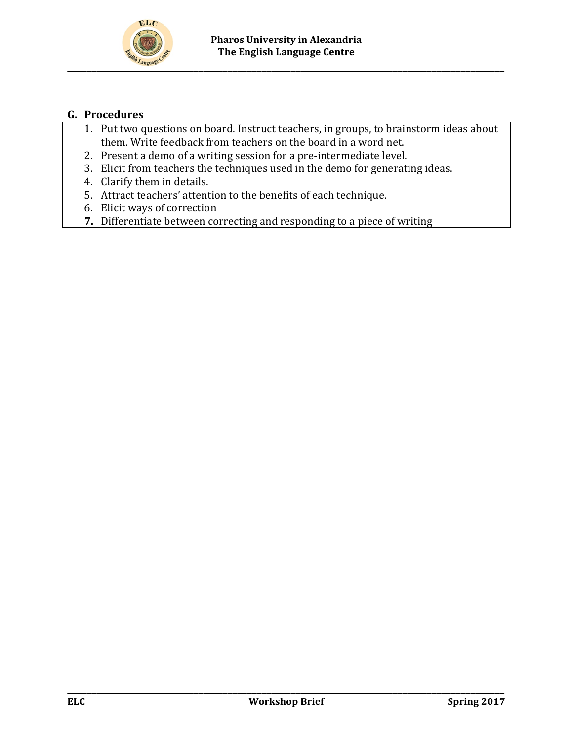## G. Procedures

1. Put two questions on board. Instruct teachers, in groups, to brainstorm ideas about them. Write feedback from teachers on the board in a word net.
2. Present a demo of a writing session for a pre-intermediate level.
3. Elicit from teachers the techniques used in the demo for generating ideas.
4. Clarify them in details.
5. Attract teachers' attention to the benefits of each technique.
6. Elicit ways of correction
7. Differentiate between correcting and responding to a piece of writing